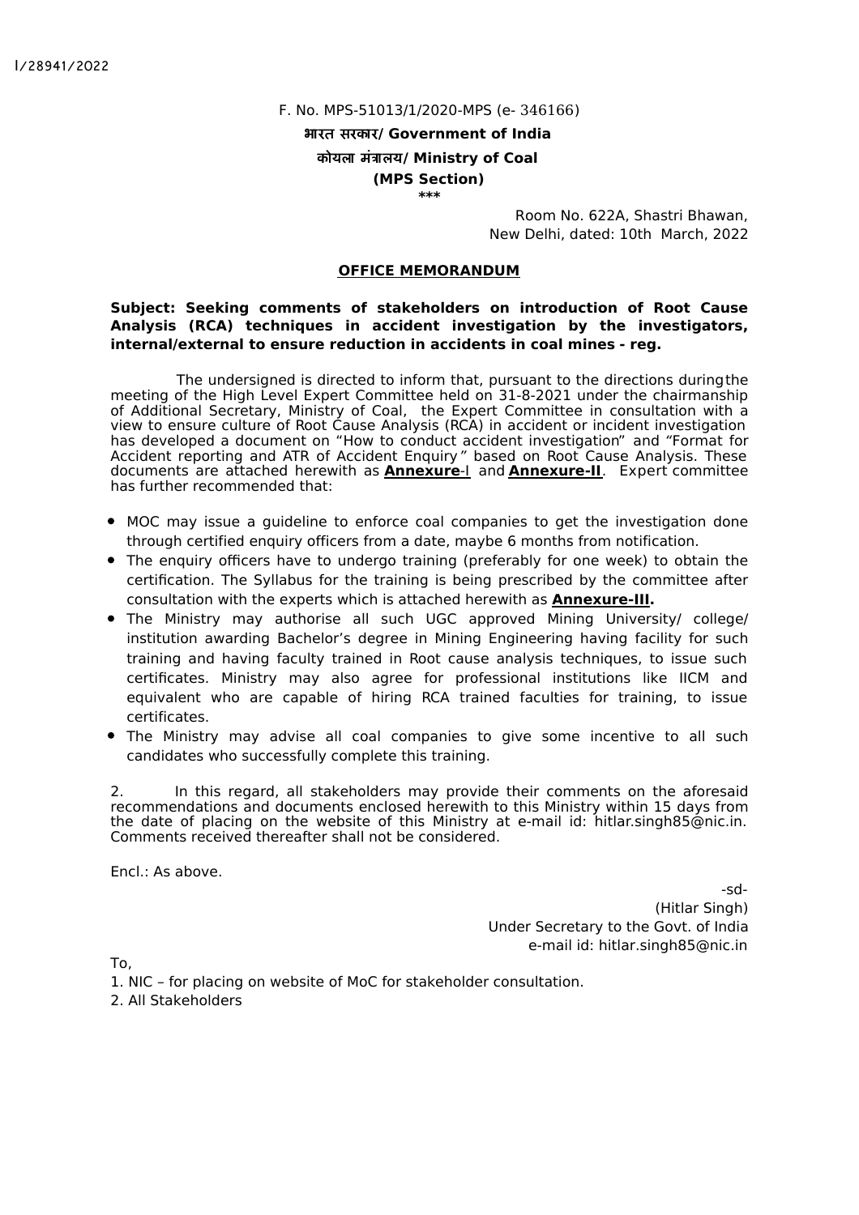I/28941/2022

F. No. MPS-51013/1/2020-MPS (e- 346166)

**भारत सरकार/ Government of India**

**कोयला मंत्रालय/ Ministry of Coal**

**(MPS Section)**

**\*\*\***

Room No. 622A, Shastri Bhawan,
New Delhi, dated: 10th March, 2022

**OFFICE MEMORANDUM**

**Subject: Seeking comments of stakeholders on introduction of Root Cause Analysis (RCA) techniques in accident investigation by the investigators, internal/external to ensure reduction in accidents in coal mines - reg.**

The undersigned is directed to inform that, pursuant to the directions during the meeting of the High Level Expert Committee held on 31-8-2021 under the chairmanship of Additional Secretary, Ministry of Coal, the Expert Committee in consultation with a view to ensure culture of Root Cause Analysis (RCA) in accident or incident investigation has developed a document on "How to conduct accident investigation" and "Format for Accident reporting and ATR of Accident Enquiry" based on Root Cause Analysis. These documents are attached herewith as **Annexure**-I and **Annexure-II**. Expert committee has further recommended that:

- MOC may issue a guideline to enforce coal companies to get the investigation done through certified enquiry officers from a date, maybe 6 months from notification.
- The enquiry officers have to undergo training (preferably for one week) to obtain the certification. The Syllabus for the training is being prescribed by the committee after consultation with the experts which is attached herewith as **Annexure-III.**
- The Ministry may authorise all such UGC approved Mining University/ college/ institution awarding Bachelor's degree in Mining Engineering having facility for such training and having faculty trained in Root cause analysis techniques, to issue such certificates. Ministry may also agree for professional institutions like IICM and equivalent who are capable of hiring RCA trained faculties for training, to issue certificates.
- The Ministry may advise all coal companies to give some incentive to all such candidates who successfully complete this training.

2. In this regard, all stakeholders may provide their comments on the aforesaid recommendations and documents enclosed herewith to this Ministry within 15 days from the date of placing on the website of this Ministry at e-mail id: hitlar.singh85@nic.in. Comments received thereafter shall not be considered.

Encl.: As above.

-sd-
(Hitlar Singh)
Under Secretary to the Govt. of India
e-mail id: hitlar.singh85@nic.in

To,

1. NIC – for placing on website of MoC for stakeholder consultation.
2. All Stakeholders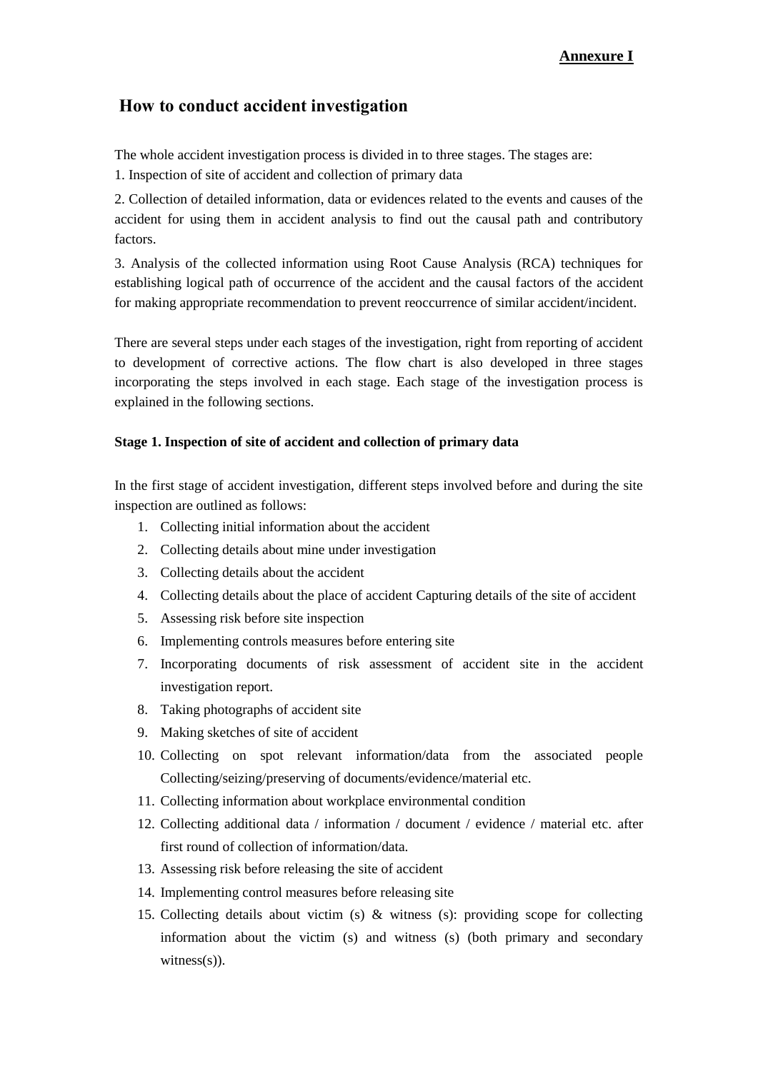**Annexure I**

## How to conduct accident investigation

The whole accident investigation process is divided in to three stages. The stages are:

1. Inspection of site of accident and collection of primary data

2. Collection of detailed information, data or evidences related to the events and causes of the accident for using them in accident analysis to find out the causal path and contributory factors.

3. Analysis of the collected information using Root Cause Analysis (RCA) techniques for establishing logical path of occurrence of the accident and the causal factors of the accident for making appropriate recommendation to prevent reoccurrence of similar accident/incident.

There are several steps under each stages of the investigation, right from reporting of accident to development of corrective actions. The flow chart is also developed in three stages incorporating the steps involved in each stage. Each stage of the investigation process is explained in the following sections.

**Stage 1. Inspection of site of accident and collection of primary data**

In the first stage of accident investigation, different steps involved before and during the site inspection are outlined as follows:

1. Collecting initial information about the accident
2. Collecting details about mine under investigation
3. Collecting details about the accident
4. Collecting details about the place of accident Capturing details of the site of accident
5. Assessing risk before site inspection
6. Implementing controls measures before entering site
7. Incorporating documents of risk assessment of accident site in the accident investigation report.
8. Taking photographs of accident site
9. Making sketches of site of accident
10. Collecting on spot relevant information/data from the associated people Collecting/seizing/preserving of documents/evidence/material etc.
11. Collecting information about workplace environmental condition
12. Collecting additional data / information / document / evidence / material etc. after first round of collection of information/data.
13. Assessing risk before releasing the site of accident
14. Implementing control measures before releasing site
15. Collecting details about victim (s) & witness (s): providing scope for collecting information about the victim (s) and witness (s) (both primary and secondary witness(s)).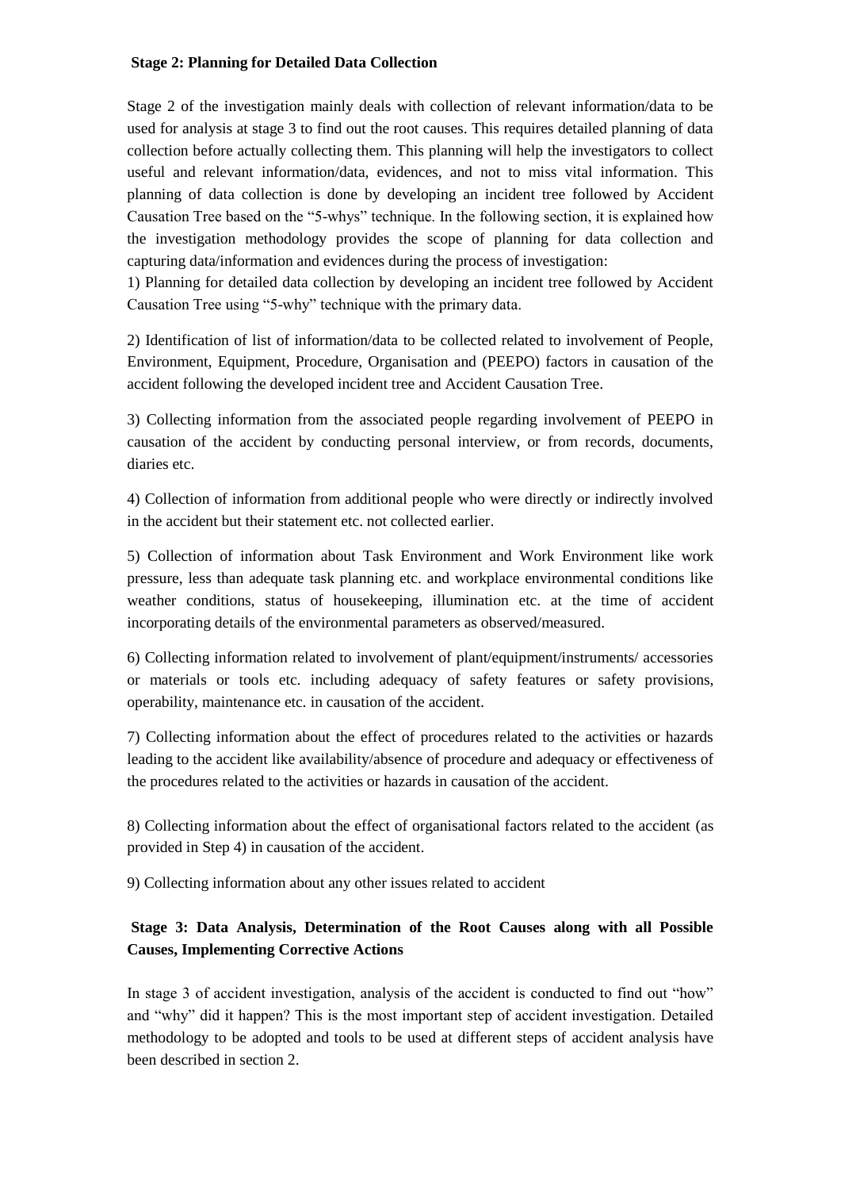**Stage 2: Planning for Detailed Data Collection**

Stage 2 of the investigation mainly deals with collection of relevant information/data to be used for analysis at stage 3 to find out the root causes. This requires detailed planning of data collection before actually collecting them. This planning will help the investigators to collect useful and relevant information/data, evidences, and not to miss vital information. This planning of data collection is done by developing an incident tree followed by Accident Causation Tree based on the "5-whys" technique. In the following section, it is explained how the investigation methodology provides the scope of planning for data collection and capturing data/information and evidences during the process of investigation:

1) Planning for detailed data collection by developing an incident tree followed by Accident Causation Tree using "5-why" technique with the primary data.

2) Identification of list of information/data to be collected related to involvement of People, Environment, Equipment, Procedure, Organisation and (PEEPO) factors in causation of the accident following the developed incident tree and Accident Causation Tree.

3) Collecting information from the associated people regarding involvement of PEEPO in causation of the accident by conducting personal interview, or from records, documents, diaries etc.

4) Collection of information from additional people who were directly or indirectly involved in the accident but their statement etc. not collected earlier.

5) Collection of information about Task Environment and Work Environment like work pressure, less than adequate task planning etc. and workplace environmental conditions like weather conditions, status of housekeeping, illumination etc. at the time of accident incorporating details of the environmental parameters as observed/measured.

6) Collecting information related to involvement of plant/equipment/instruments/ accessories or materials or tools etc. including adequacy of safety features or safety provisions, operability, maintenance etc. in causation of the accident.

7) Collecting information about the effect of procedures related to the activities or hazards leading to the accident like availability/absence of procedure and adequacy or effectiveness of the procedures related to the activities or hazards in causation of the accident.

8) Collecting information about the effect of organisational factors related to the accident (as provided in Step 4) in causation of the accident.

9) Collecting information about any other issues related to accident

**Stage 3: Data Analysis, Determination of the Root Causes along with all Possible Causes, Implementing Corrective Actions**

In stage 3 of accident investigation, analysis of the accident is conducted to find out "how" and "why" did it happen? This is the most important step of accident investigation. Detailed methodology to be adopted and tools to be used at different steps of accident analysis have been described in section 2.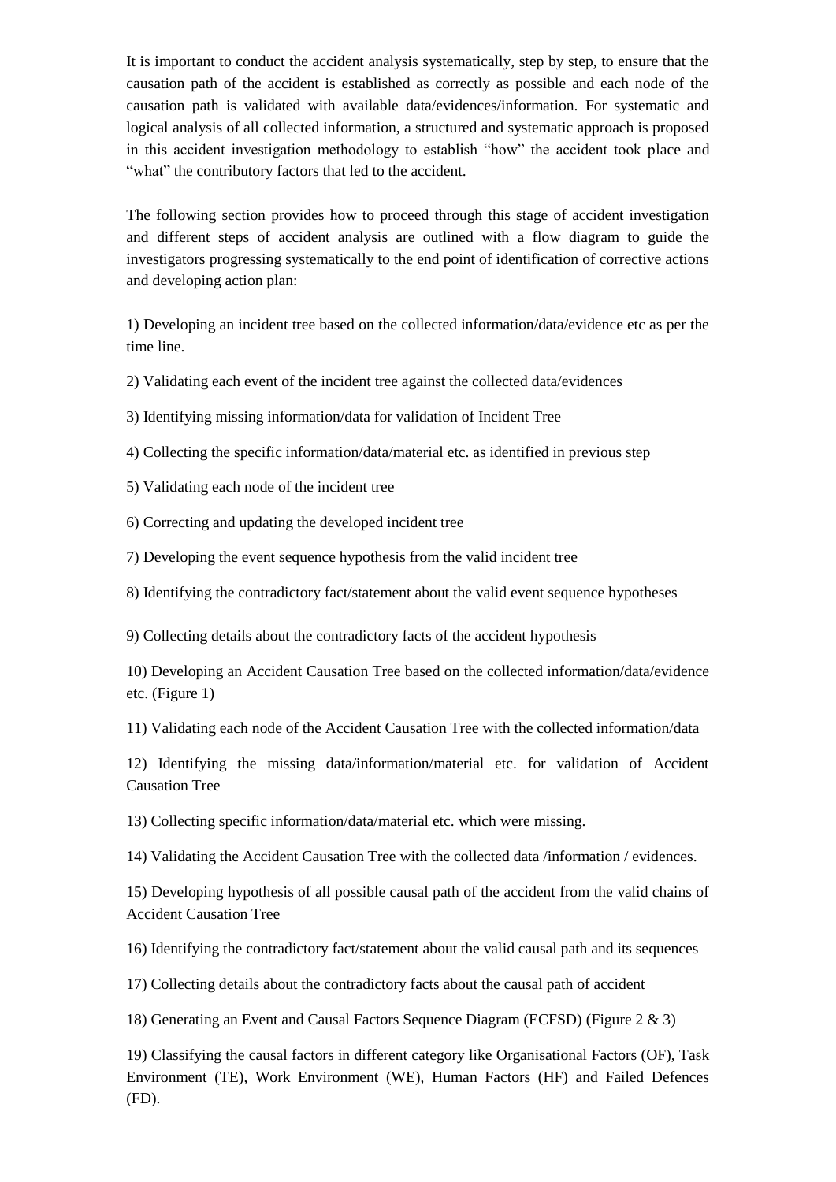It is important to conduct the accident analysis systematically, step by step, to ensure that the causation path of the accident is established as correctly as possible and each node of the causation path is validated with available data/evidences/information. For systematic and logical analysis of all collected information, a structured and systematic approach is proposed in this accident investigation methodology to establish "how" the accident took place and "what" the contributory factors that led to the accident.

The following section provides how to proceed through this stage of accident investigation and different steps of accident analysis are outlined with a flow diagram to guide the investigators progressing systematically to the end point of identification of corrective actions and developing action plan:

1) Developing an incident tree based on the collected information/data/evidence etc as per the time line.

2) Validating each event of the incident tree against the collected data/evidences

3) Identifying missing information/data for validation of Incident Tree

4) Collecting the specific information/data/material etc. as identified in previous step

5) Validating each node of the incident tree

6) Correcting and updating the developed incident tree

7) Developing the event sequence hypothesis from the valid incident tree

8) Identifying the contradictory fact/statement about the valid event sequence hypotheses

9) Collecting details about the contradictory facts of the accident hypothesis

10) Developing an Accident Causation Tree based on the collected information/data/evidence etc. (Figure 1)

11) Validating each node of the Accident Causation Tree with the collected information/data

12) Identifying the missing data/information/material etc. for validation of Accident Causation Tree

13) Collecting specific information/data/material etc. which were missing.

14) Validating the Accident Causation Tree with the collected data /information / evidences.

15) Developing hypothesis of all possible causal path of the accident from the valid chains of Accident Causation Tree

16) Identifying the contradictory fact/statement about the valid causal path and its sequences

17) Collecting details about the contradictory facts about the causal path of accident

18) Generating an Event and Causal Factors Sequence Diagram (ECFSD) (Figure 2 & 3)

19) Classifying the causal factors in different category like Organisational Factors (OF), Task Environment (TE), Work Environment (WE), Human Factors (HF) and Failed Defences (FD).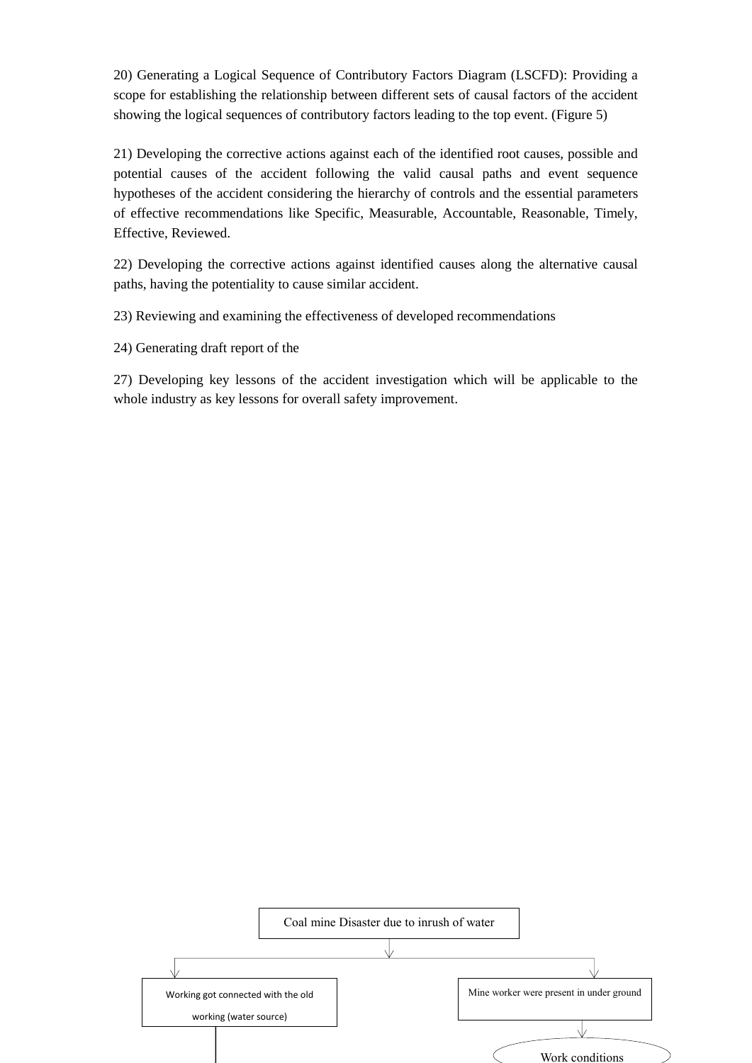20) Generating a Logical Sequence of Contributory Factors Diagram (LSCFD): Providing a scope for establishing the relationship between different sets of causal factors of the accident showing the logical sequences of contributory factors leading to the top event. (Figure 5)

21) Developing the corrective actions against each of the identified root causes, possible and potential causes of the accident following the valid causal paths and event sequence hypotheses of the accident considering the hierarchy of controls and the essential parameters of effective recommendations like Specific, Measurable, Accountable, Reasonable, Timely, Effective, Reviewed.

22) Developing the corrective actions against identified causes along the alternative causal paths, having the potentiality to cause similar accident.

23) Reviewing and examining the effectiveness of developed recommendations

24) Generating draft report of the

27) Developing key lessons of the accident investigation which will be applicable to the whole industry as key lessons for overall safety improvement.

Coal mine Disaster due to inrush of water

Working got connected with the old working (water source)

Mine worker were present in under ground

Work conditions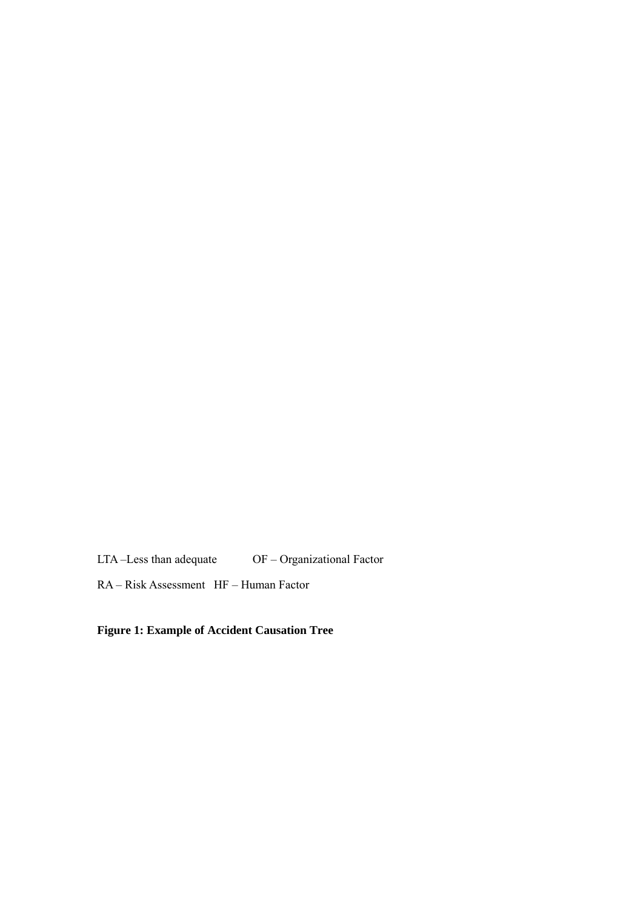LTA –Less than adequate OF – Organizational Factor

RA – Risk Assessment HF – Human Factor

**Figure 1: Example of Accident Causation Tree**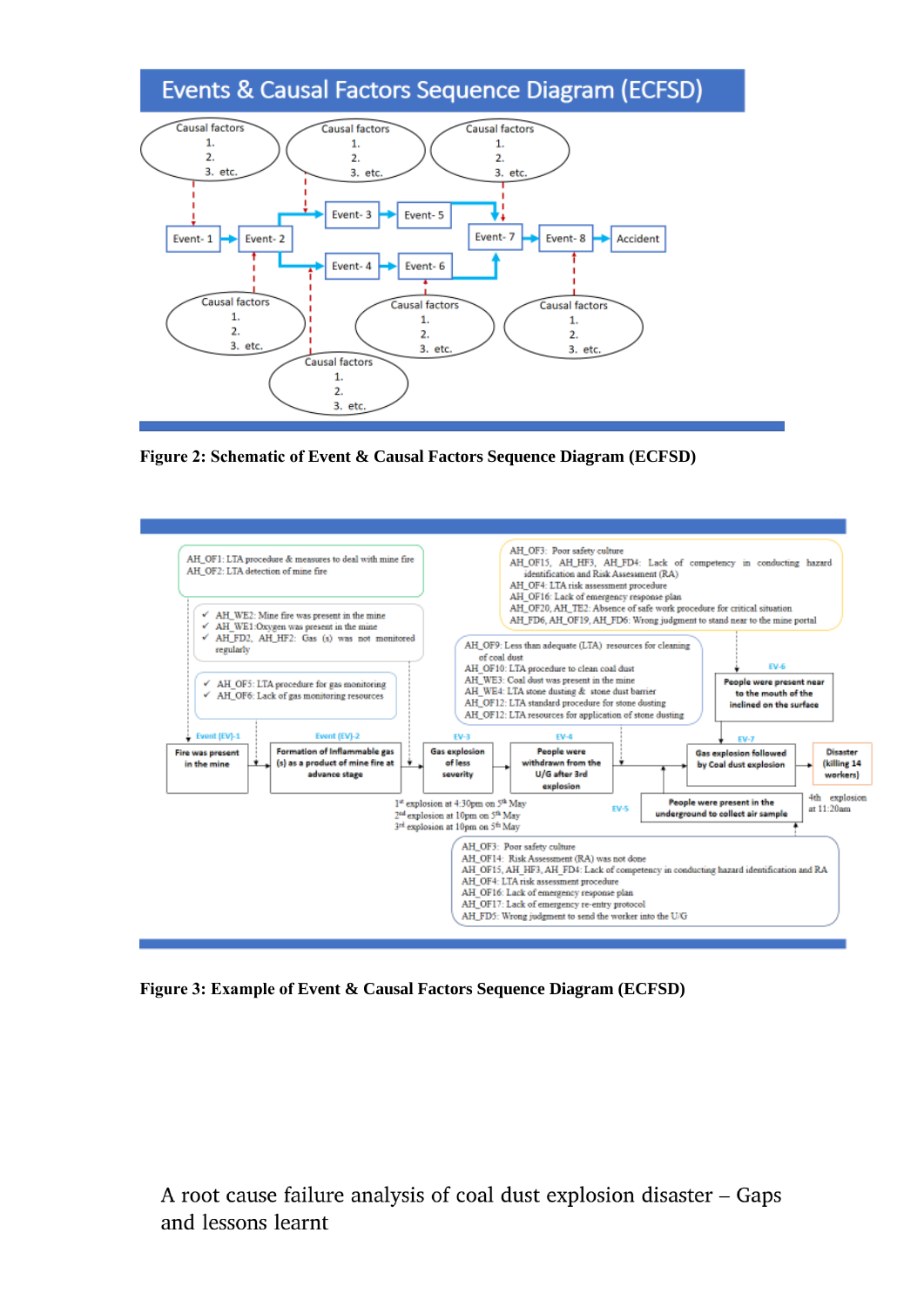## Events & Causal Factors Sequence Diagram (ECFSD)

Causal factors
1.
2.
3. etc.

Causal factors
1.
2.
3. etc.

Causal factors
1.
2.
3. etc.

Event- 1 → Event- 2 → Event- 3 → Event- 5 → Event- 7 → Event- 8 → Accident

Event- 2 → Event- 4 → Event- 6 → Event- 7

Causal factors
1.
2.
3. etc.

Causal factors
1.
2.
3. etc.

Causal factors
1.
2.
3. etc.

Causal factors
1.
2.
3. etc.

**Figure 2: Schematic of Event & Causal Factors Sequence Diagram (ECFSD)**

AH_OF1: LTA procedure & measures to deal with mine fire
AH_OF2: LTA detection of mine fire

- ✓ AH_WE2: Mine fire was present in the mine
- ✓ AH_WE1:Oxygen was present in the mine
- ✓ AH_FD2, AH_HF2: Gas (s) was not monitored regularly

- ✓ AH_OF5: LTA procedure for gas monitoring
- ✓ AH_OF6: Lack of gas monitoring resources

AH_OF3: Poor safety culture
AH_OF15, AH_HF3, AH_FD4: Lack of competency in conducting hazard identification and Risk Assessment (RA)
AH_OF4: LTA risk assessment procedure
AH_OF16: Lack of emergency response plan
AH_OF20, AH_TE2: Absence of safe work procedure for critical situation
AH_FD6, AH_OF19, AH_FD6: Wrong judgment to stand near to the mine portal

AH_OF9: Less than adequate (LTA) resources for cleaning of coal dust
AH_OF10: LTA procedure to clean coal dust
AH_WE3: Coal dust was present in the mine
AH_WE4: LTA stone dusting & stone dust barrier
AH_OF12: LTA standard procedure for stone dusting
AH_OF12: LTA resources for application of stone dusting

Event (EV)-1: Fire was present in the mine → Event (EV)-2: Formation of Inflammable gas (s) as a product of mine fire at advance stage → EV-3: Gas explosion of less severity → EV-4: People were withdrawn from the U/G after 3rd explosion → EV-7: Gas explosion followed by Coal dust explosion → Disaster (killing 14 workers)

EV-6: People were present near to the mouth of the inclined on the surface

EV-5: People were present in the underground to collect air sample

1st explosion at 4:30pm on 5th May
2nd explosion at 10pm on 5th May
3rd explosion at 10pm on 5th May

4th explosion at 11:20am

AH_OF3: Poor safety culture
AH_OF14: Risk Assessment (RA) was not done
AH_OF15, AH_HF3, AH_FD4: Lack of competency in conducting hazard identification and RA
AH_OF4: LTA risk assessment procedure
AH_OF16: Lack of emergency response plan
AH_OF17: Lack of emergency re-entry protocol
AH_FD5: Wrong judgment to send the worker into the U/G

**Figure 3: Example of Event & Causal Factors Sequence Diagram (ECFSD)**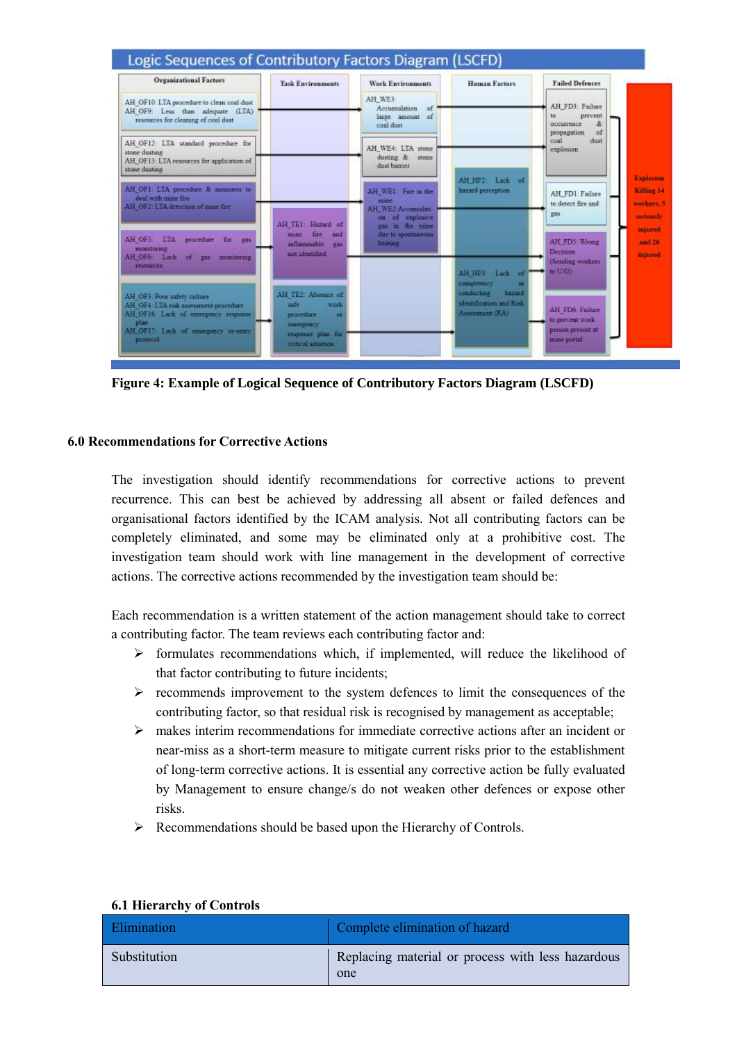**Figure 4: Example of Logical Sequence of Contributory Factors Diagram (LSCFD)**

### 6.0 Recommendations for Corrective Actions

The investigation should identify recommendations for corrective actions to prevent recurrence. This can best be achieved by addressing all absent or failed defences and organisational factors identified by the ICAM analysis. Not all contributing factors can be completely eliminated, and some may be eliminated only at a prohibitive cost. The investigation team should work with line management in the development of corrective actions. The corrective actions recommended by the investigation team should be:

Each recommendation is a written statement of the action management should take to correct a contributing factor. The team reviews each contributing factor and:

- formulates recommendations which, if implemented, will reduce the likelihood of that factor contributing to future incidents;
- recommends improvement to the system defences to limit the consequences of the contributing factor, so that residual risk is recognised by management as acceptable;
- makes interim recommendations for immediate corrective actions after an incident or near-miss as a short-term measure to mitigate current risks prior to the establishment of long-term corrective actions. It is essential any corrective action be fully evaluated by Management to ensure change/s do not weaken other defences or expose other risks.
- Recommendations should be based upon the Hierarchy of Controls.

#### 6.1 Hierarchy of Controls

| Elimination | Complete elimination of hazard |
|---|---|
| Substitution | Replacing material or process with less hazardous one |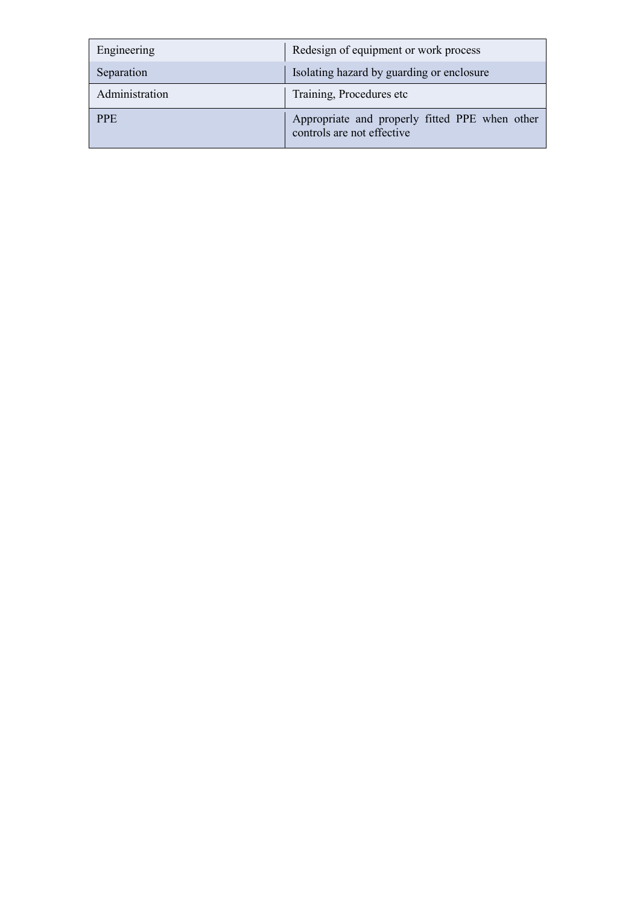| | |
|---|---|
| Engineering | Redesign of equipment or work process |
| Separation | Isolating hazard by guarding or enclosure |
| Administration | Training, Procedures etc |
| PPE | Appropriate and properly fitted PPE when other controls are not effective |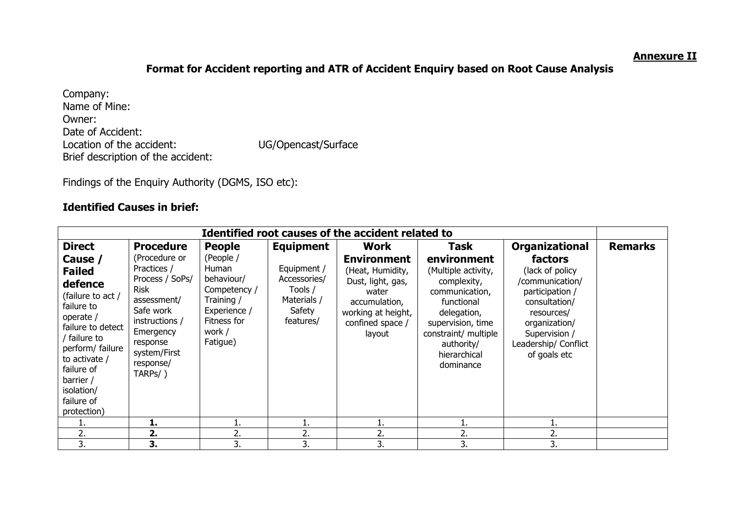**Annexure II**

## Format for Accident reporting and ATR of Accident Enquiry based on Root Cause Analysis

Company:
Name of Mine:
Owner:
Date of Accident:
Location of the accident: UG/Opencast/Surface
Brief description of the accident:

Findings of the Enquiry Authority (DGMS, ISO etc):

**Identified Causes in brief:**

| **Identified root causes of the accident related to** | | | | | | | |
|---|---|---|---|---|---|---|---|
| **Direct Cause / Failed defence** (failure to act / failure to operate / failure to detect / failure to perform/ failure to activate / failure of barrier / isolation/ failure of protection) | **Procedure** (Procedure or Practices / Process / SoPs/ Risk assessment/ Safe work instructions / Emergency response system/First response/ TARPs/ ) | **People** (People / Human behaviour/ Competency / Training / Experience / Fitness for work / Fatigue) | **Equipment** Equipment / Accessories/ Tools / Materials / Safety features/ | **Work Environment** (Heat, Humidity, Dust, light, gas, water accumulation, working at height, confined space / layout | **Task environment** (Multiple activity, complexity, communication, functional delegation, supervision, time constraint/ multiple authority/ hierarchical dominance | **Organizational factors** (lack of policy /communication/ participation / consultation/ resources/ organization/ Supervision / Leadership/ Conflict of goals etc | **Remarks** |
| 1. | **1.** | 1. | 1. | 1. | 1. | 1. | |
| 2. | **2.** | 2. | 2. | 2. | 2. | 2. | |
| 3. | **3.** | 3. | 3. | 3. | 3. | 3. | |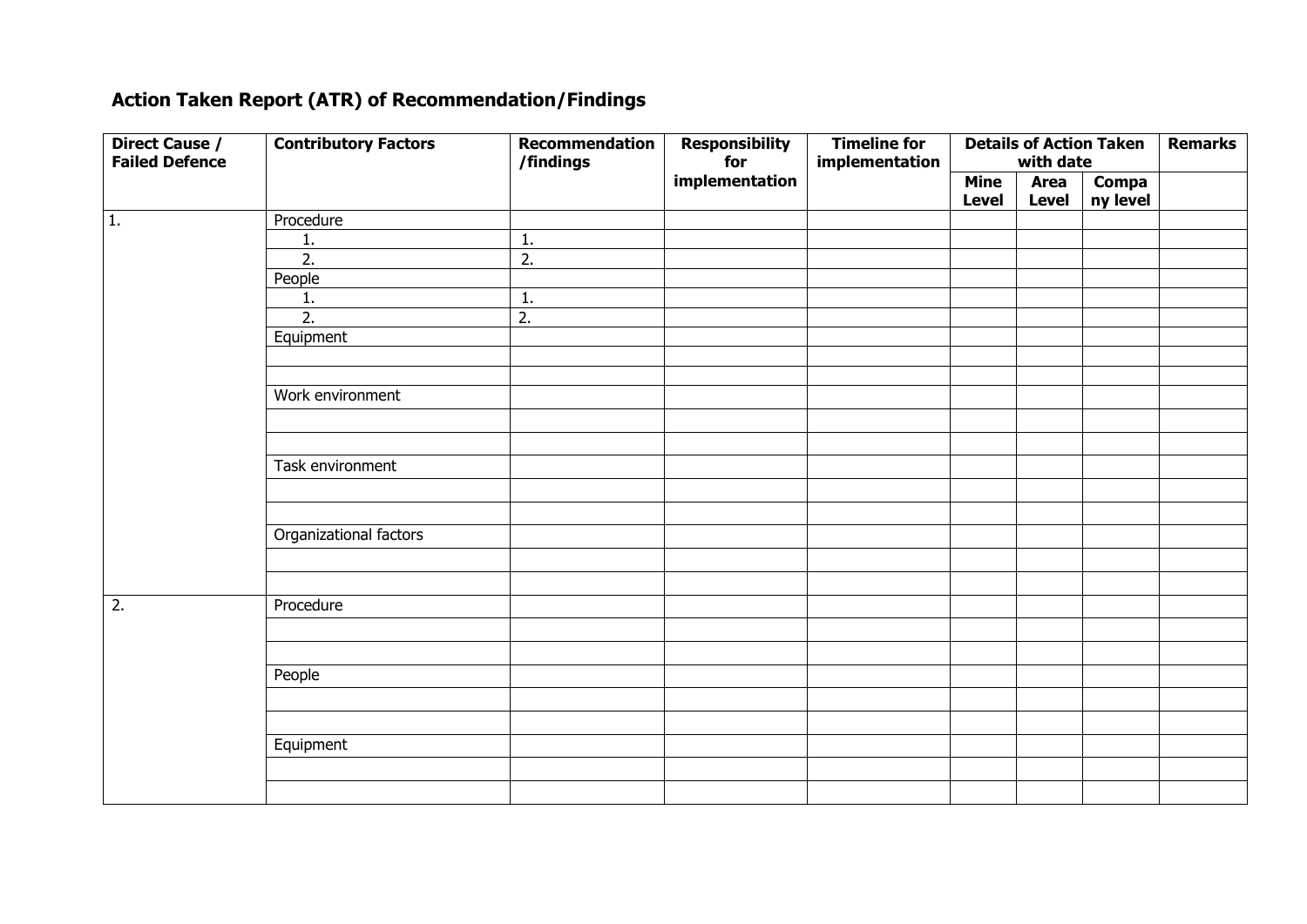## Action Taken Report (ATR) of Recommendation/Findings

| Direct Cause / Failed Defence | Contributory Factors | Recommendation /findings | Responsibility for implementation | Timeline for implementation | Details of Action Taken with date | | | Remarks |
|---|---|---|---|---|---|---|---|---|
| | | | | | Mine Level | Area Level | Company level | |
| 1. | Procedure | | | | | | | |
| | 1. | 1. | | | | | | |
| | 2. | 2. | | | | | | |
| | People | | | | | | | |
| | 1. | 1. | | | | | | |
| | 2. | 2. | | | | | | |
| | Equipment | | | | | | | |
| | | | | | | | | |
| | | | | | | | | |
| | Work environment | | | | | | | |
| | | | | | | | | |
| | | | | | | | | |
| | Task environment | | | | | | | |
| | | | | | | | | |
| | | | | | | | | |
| | Organizational factors | | | | | | | |
| | | | | | | | | |
| | | | | | | | | |
| 2. | Procedure | | | | | | | |
| | | | | | | | | |
| | | | | | | | | |
| | People | | | | | | | |
| | | | | | | | | |
| | | | | | | | | |
| | Equipment | | | | | | | |
| | | | | | | | | |
| | | | | | | | | |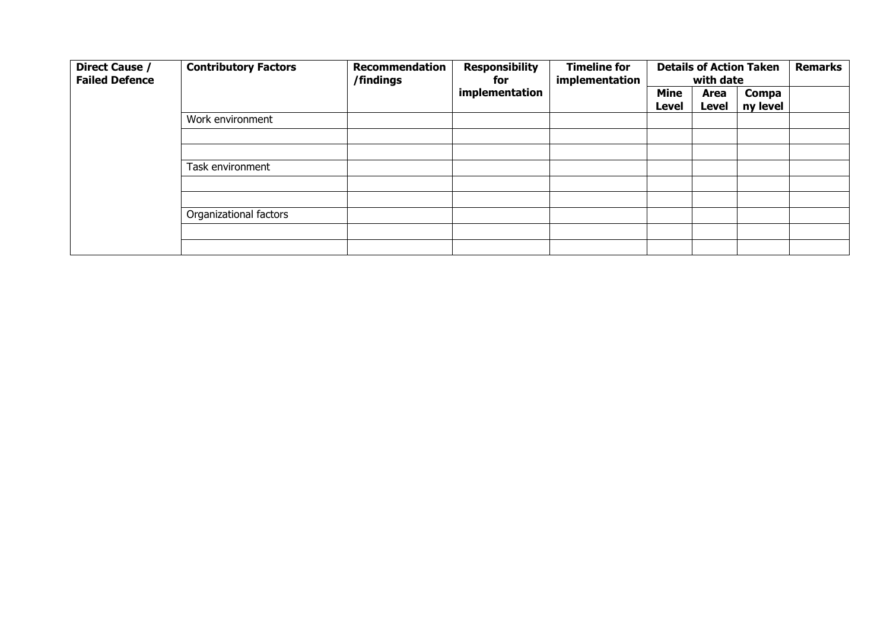| Direct Cause / Failed Defence | Contributory Factors | Recommendation /findings | Responsibility for implementation | Timeline for implementation | Details of Action Taken with date | | | Remarks |
|---|---|---|---|---|---|---|---|---|
| | | | | | Mine Level | Area Level | Company level | |
| | Work environment | | | | | | | |
| | | | | | | | | |
| | | | | | | | | |
| | Task environment | | | | | | | |
| | | | | | | | | |
| | | | | | | | | |
| | Organizational factors | | | | | | | |
| | | | | | | | | |
| | | | | | | | | |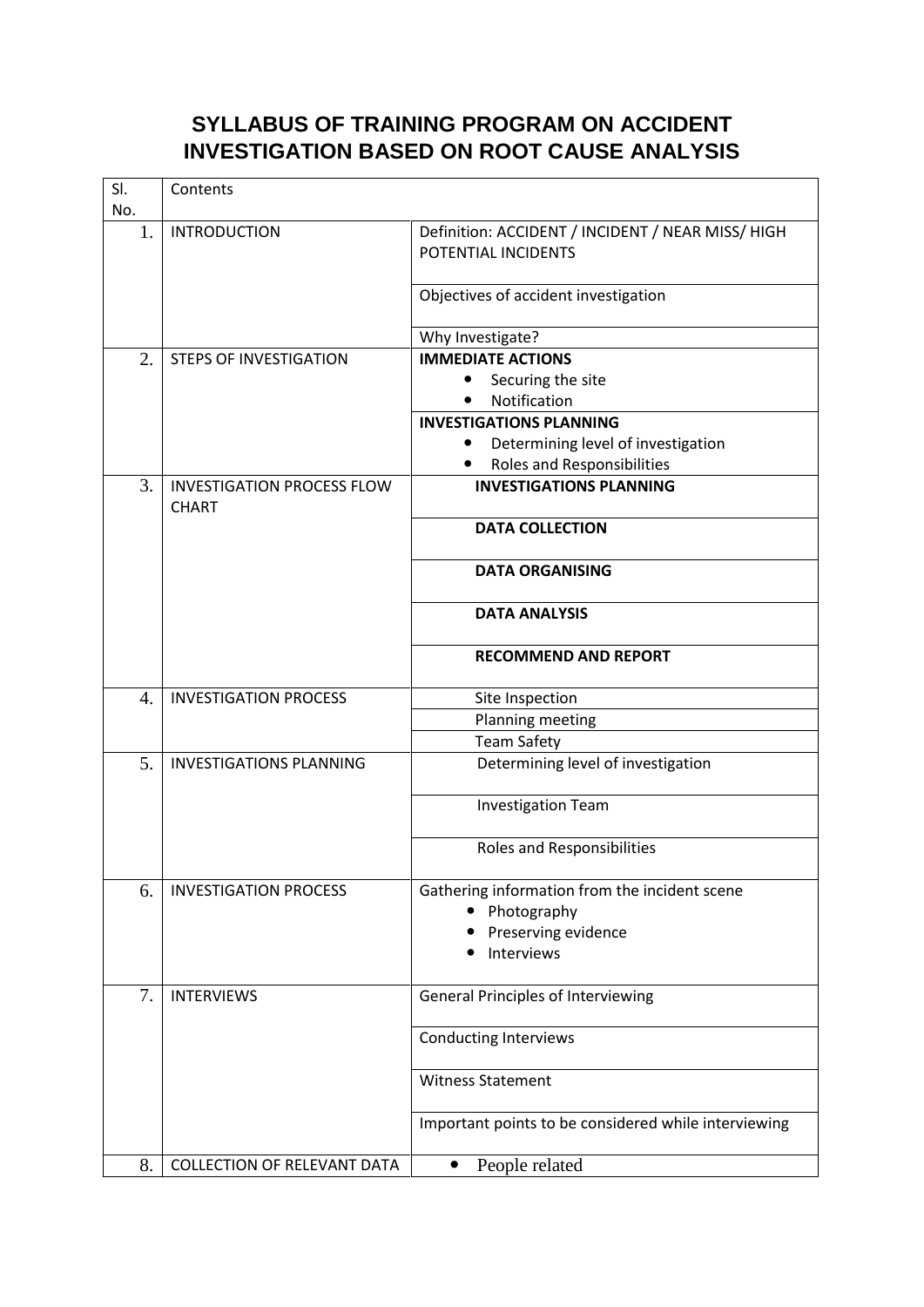## SYLLABUS OF TRAINING PROGRAM ON ACCIDENT INVESTIGATION BASED ON ROOT CAUSE ANALYSIS

| Sl. No. | Contents | |
|---|---|---|
| 1. | INTRODUCTION | Definition: ACCIDENT / INCIDENT / NEAR MISS/ HIGH POTENTIAL INCIDENTS |
| | | Objectives of accident investigation |
| | | Why Investigate? |
| 2. | STEPS OF INVESTIGATION | **IMMEDIATE ACTIONS**<br>• Securing the site<br>• Notification |
| | | **INVESTIGATIONS PLANNING**<br>• Determining level of investigation<br>• Roles and Responsibilities |
| 3. | INVESTIGATION PROCESS FLOW CHART | **INVESTIGATIONS PLANNING** |
| | | **DATA COLLECTION** |
| | | **DATA ORGANISING** |
| | | **DATA ANALYSIS** |
| | | **RECOMMEND AND REPORT** |
| 4. | INVESTIGATION PROCESS | Site Inspection |
| | | Planning meeting |
| | | Team Safety |
| 5. | INVESTIGATIONS PLANNING | Determining level of investigation |
| | | Investigation Team |
| | | Roles and Responsibilities |
| 6. | INVESTIGATION PROCESS | Gathering information from the incident scene<br>• Photography<br>• Preserving evidence<br>• Interviews |
| 7. | INTERVIEWS | General Principles of Interviewing |
| | | Conducting Interviews |
| | | Witness Statement |
| | | Important points to be considered while interviewing |
| 8. | COLLECTION OF RELEVANT DATA | • People related |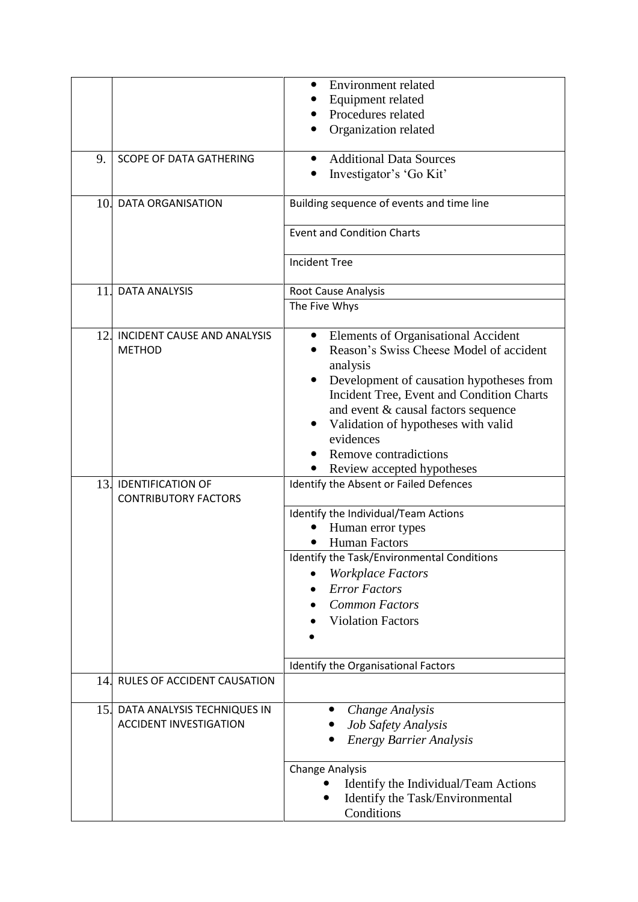| | | |
|---|---|---|
| | | • Environment related<br>• Equipment related<br>• Procedures related<br>• Organization related |
| 9. | SCOPE OF DATA GATHERING | • Additional Data Sources<br>• Investigator's 'Go Kit' |
| 10. | DATA ORGANISATION | Building sequence of events and time line |
| | | Event and Condition Charts |
| | | Incident Tree |
| 11. | DATA ANALYSIS | Root Cause Analysis |
| | | The Five Whys |
| 12. | INCIDENT CAUSE AND ANALYSIS METHOD | • Elements of Organisational Accident<br>• Reason's Swiss Cheese Model of accident analysis<br>• Development of causation hypotheses from Incident Tree, Event and Condition Charts and event & causal factors sequence<br>• Validation of hypotheses with valid evidences<br>• Remove contradictions<br>• Review accepted hypotheses |
| 13. | IDENTIFICATION OF CONTRIBUTORY FACTORS | Identify the Absent or Failed Defences |
| | | Identify the Individual/Team Actions<br>• Human error types<br>• Human Factors |
| | | Identify the Task/Environmental Conditions<br>• *Workplace Factors*<br>• *Error Factors*<br>• *Common Factors*<br>• Violation Factors<br>• |
| | | Identify the Organisational Factors |
| 14. | RULES OF ACCIDENT CAUSATION | |
| 15. | DATA ANALYSIS TECHNIQUES IN ACCIDENT INVESTIGATION | • *Change Analysis*<br>• *Job Safety Analysis*<br>• *Energy Barrier Analysis* |
| | | Change Analysis<br>• Identify the Individual/Team Actions<br>• Identify the Task/Environmental Conditions |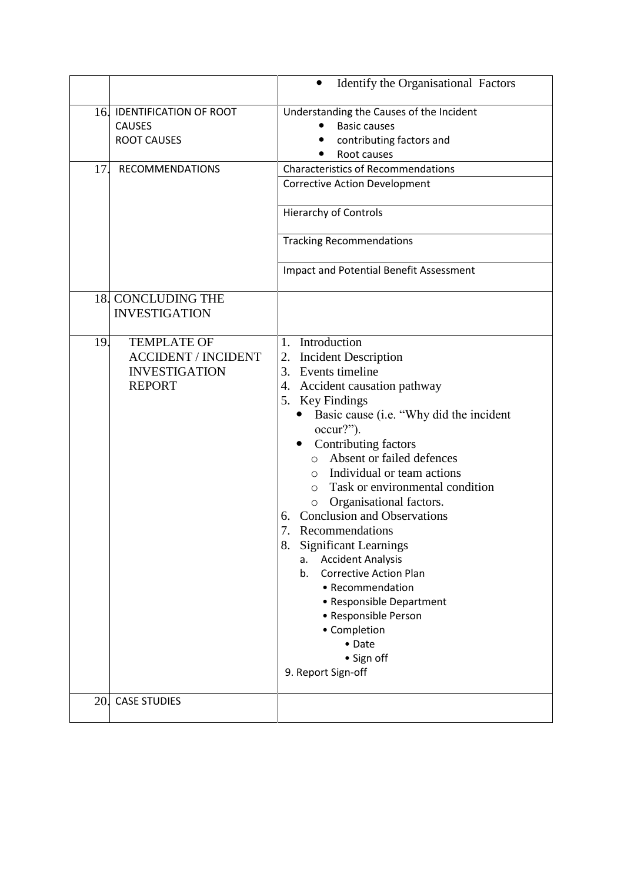| | | |
|---|---|---|
| | | • Identify the Organisational Factors |
| 16. | IDENTIFICATION OF ROOT CAUSES<br>ROOT CAUSES | Understanding the Causes of the Incident<br>• Basic causes<br>• contributing factors and<br>• Root causes |
| 17. | RECOMMENDATIONS | Characteristics of Recommendations |
| | | Corrective Action Development |
| | | Hierarchy of Controls |
| | | Tracking Recommendations |
| | | Impact and Potential Benefit Assessment |
| 18. | CONCLUDING THE INVESTIGATION | |
| 19. | TEMPLATE OF ACCIDENT / INCIDENT INVESTIGATION REPORT | 1. Introduction<br>2. Incident Description<br>3. Events timeline<br>4. Accident causation pathway<br>5. Key Findings<br>• Basic cause (i.e. "Why did the incident occur?").<br>• Contributing factors<br>○ Absent or failed defences<br>○ Individual or team actions<br>○ Task or environmental condition<br>○ Organisational factors.<br>6. Conclusion and Observations<br>7. Recommendations<br>8. Significant Learnings<br>a. Accident Analysis<br>b. Corrective Action Plan<br>• Recommendation<br>• Responsible Department<br>• Responsible Person<br>• Completion<br>• Date<br>• Sign off<br>9. Report Sign-off |
| 20. | CASE STUDIES | |